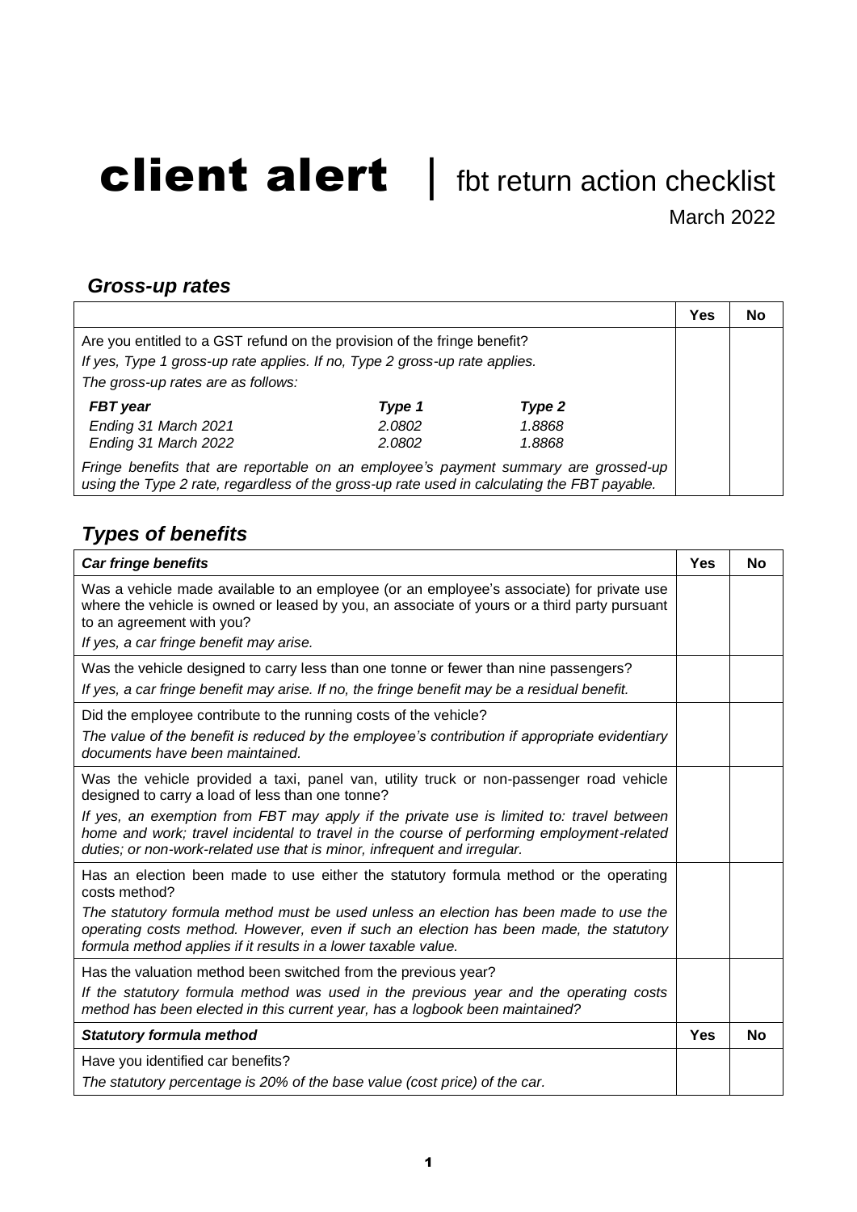# client alert | fbt return action checklist

March 2022

## *Gross-up rates*

| | Yes | No |
|---|---|---|
| Are you entitled to a GST refund on the provision of the fringe benefit?<br>*If yes, Type 1 gross-up rate applies. If no, Type 2 gross-up rate applies.*<br>*The gross-up rates are as follows:*<br>***FBT year*** — ***Type 1*** — ***Type 2***<br>*Ending 31 March 2021* — *2.0802* — *1.8868*<br>*Ending 31 March 2022* — *2.0802* — *1.8868*<br>*Fringe benefits that are reportable on an employee's payment summary are grossed-up using the Type 2 rate, regardless of the gross-up rate used in calculating the FBT payable.* | | |

## *Types of benefits*

| ***Car fringe benefits*** | **Yes** | **No** |
|---|---|---|
| Was a vehicle made available to an employee (or an employee's associate) for private use where the vehicle is owned or leased by you, an associate of yours or a third party pursuant to an agreement with you?<br>*If yes, a car fringe benefit may arise.* | | |
| Was the vehicle designed to carry less than one tonne or fewer than nine passengers?<br>*If yes, a car fringe benefit may arise. If no, the fringe benefit may be a residual benefit.* | | |
| Did the employee contribute to the running costs of the vehicle?<br>*The value of the benefit is reduced by the employee's contribution if appropriate evidentiary documents have been maintained.* | | |
| Was the vehicle provided a taxi, panel van, utility truck or non-passenger road vehicle designed to carry a load of less than one tonne?<br>*If yes, an exemption from FBT may apply if the private use is limited to: travel between home and work; travel incidental to travel in the course of performing employment-related duties; or non-work-related use that is minor, infrequent and irregular.* | | |
| Has an election been made to use either the statutory formula method or the operating costs method?<br>*The statutory formula method must be used unless an election has been made to use the operating costs method. However, even if such an election has been made, the statutory formula method applies if it results in a lower taxable value.* | | |
| Has the valuation method been switched from the previous year?<br>*If the statutory formula method was used in the previous year and the operating costs method has been elected in this current year, has a logbook been maintained?* | | |
| ***Statutory formula method*** | **Yes** | **No** |
| Have you identified car benefits?<br>*The statutory percentage is 20% of the base value (cost price) of the car.* | | |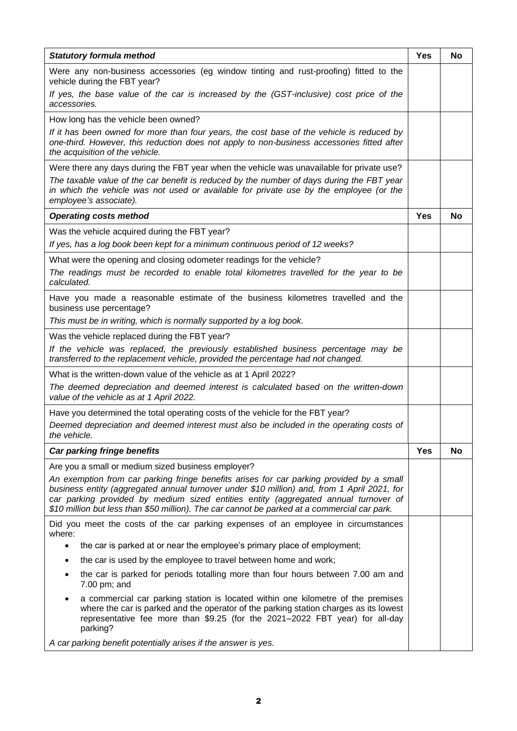| ***Statutory formula method*** | **Yes** | **No** |
|---|---|---|
| Were any non-business accessories (eg window tinting and rust-proofing) fitted to the vehicle during the FBT year?<br>*If yes, the base value of the car is increased by the (GST-inclusive) cost price of the accessories.* | | |
| How long has the vehicle been owned?<br>*If it has been owned for more than four years, the cost base of the vehicle is reduced by one-third. However, this reduction does not apply to non-business accessories fitted after the acquisition of the vehicle.* | | |
| Were there any days during the FBT year when the vehicle was unavailable for private use?<br>*The taxable value of the car benefit is reduced by the number of days during the FBT year in which the vehicle was not used or available for private use by the employee (or the employee's associate).* | | |
| ***Operating costs method*** | **Yes** | **No** |
| Was the vehicle acquired during the FBT year?<br>*If yes, has a log book been kept for a minimum continuous period of 12 weeks?* | | |
| What were the opening and closing odometer readings for the vehicle?<br>*The readings must be recorded to enable total kilometres travelled for the year to be calculated.* | | |
| Have you made a reasonable estimate of the business kilometres travelled and the business use percentage?<br>*This must be in writing, which is normally supported by a log book.* | | |
| Was the vehicle replaced during the FBT year?<br>*If the vehicle was replaced, the previously established business percentage may be transferred to the replacement vehicle, provided the percentage had not changed.* | | |
| What is the written-down value of the vehicle as at 1 April 2022?<br>*The deemed depreciation and deemed interest is calculated based on the written-down value of the vehicle as at 1 April 2022.* | | |
| Have you determined the total operating costs of the vehicle for the FBT year?<br>*Deemed depreciation and deemed interest must also be included in the operating costs of the vehicle.* | | |
| ***Car parking fringe benefits*** | **Yes** | **No** |
| Are you a small or medium sized business employer?<br>*An exemption from car parking fringe benefits arises for car parking provided by a small business entity (aggregated annual turnover under $10 million) and, from 1 April 2021, for car parking provided by medium sized entities entity (aggregated annual turnover of $10 million but less than $50 million). The car cannot be parked at a commercial car park.* | | |
| Did you meet the costs of the car parking expenses of an employee in circumstances where:<br>• the car is parked at or near the employee's primary place of employment;<br>• the car is used by the employee to travel between home and work;<br>• the car is parked for periods totalling more than four hours between 7.00 am and 7.00 pm; and<br>• a commercial car parking station is located within one kilometre of the premises where the car is parked and the operator of the parking station charges as its lowest representative fee more than $9.25 (for the 2021–2022 FBT year) for all-day parking?<br>*A car parking benefit potentially arises if the answer is yes.* | | |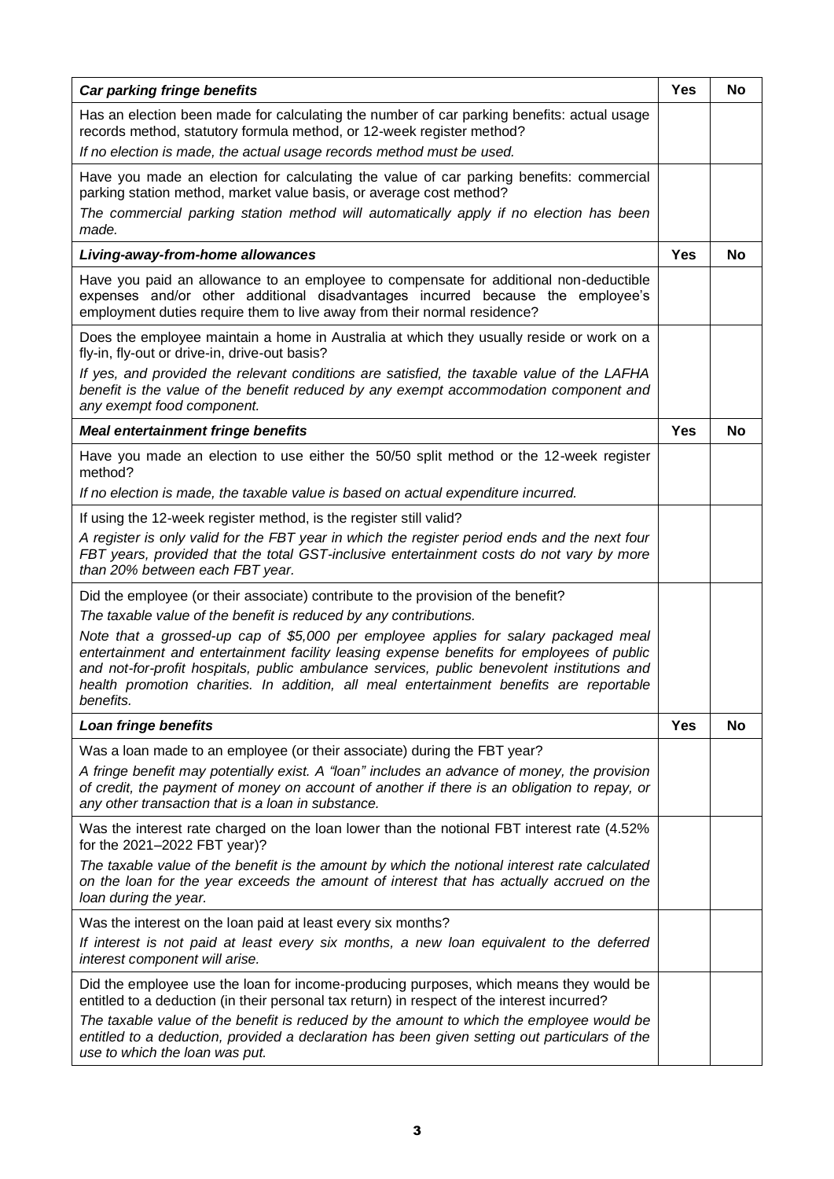| ***Car parking fringe benefits*** | **Yes** | **No** |
|---|---|---|
| Has an election been made for calculating the number of car parking benefits: actual usage records method, statutory formula method, or 12-week register method?<br>*If no election is made, the actual usage records method must be used.* | | |
| Have you made an election for calculating the value of car parking benefits: commercial parking station method, market value basis, or average cost method?<br>*The commercial parking station method will automatically apply if no election has been made.* | | |
| ***Living-away-from-home allowances*** | **Yes** | **No** |
| Have you paid an allowance to an employee to compensate for additional non-deductible expenses and/or other additional disadvantages incurred because the employee's employment duties require them to live away from their normal residence? | | |
| Does the employee maintain a home in Australia at which they usually reside or work on a fly-in, fly-out or drive-in, drive-out basis?<br>*If yes, and provided the relevant conditions are satisfied, the taxable value of the LAFHA benefit is the value of the benefit reduced by any exempt accommodation component and any exempt food component.* | | |
| ***Meal entertainment fringe benefits*** | **Yes** | **No** |
| Have you made an election to use either the 50/50 split method or the 12-week register method?<br>*If no election is made, the taxable value is based on actual expenditure incurred.* | | |
| If using the 12-week register method, is the register still valid?<br>*A register is only valid for the FBT year in which the register period ends and the next four FBT years, provided that the total GST-inclusive entertainment costs do not vary by more than 20% between each FBT year.* | | |
| Did the employee (or their associate) contribute to the provision of the benefit?<br>*The taxable value of the benefit is reduced by any contributions.*<br>*Note that a grossed-up cap of $5,000 per employee applies for salary packaged meal entertainment and entertainment facility leasing expense benefits for employees of public and not-for-profit hospitals, public ambulance services, public benevolent institutions and health promotion charities. In addition, all meal entertainment benefits are reportable benefits.* | | |
| ***Loan fringe benefits*** | **Yes** | **No** |
| Was a loan made to an employee (or their associate) during the FBT year?<br>*A fringe benefit may potentially exist. A "loan" includes an advance of money, the provision of credit, the payment of money on account of another if there is an obligation to repay, or any other transaction that is a loan in substance.* | | |
| Was the interest rate charged on the loan lower than the notional FBT interest rate (4.52% for the 2021–2022 FBT year)?<br>*The taxable value of the benefit is the amount by which the notional interest rate calculated on the loan for the year exceeds the amount of interest that has actually accrued on the loan during the year.* | | |
| Was the interest on the loan paid at least every six months?<br>*If interest is not paid at least every six months, a new loan equivalent to the deferred interest component will arise.* | | |
| Did the employee use the loan for income-producing purposes, which means they would be entitled to a deduction (in their personal tax return) in respect of the interest incurred?<br>*The taxable value of the benefit is reduced by the amount to which the employee would be entitled to a deduction, provided a declaration has been given setting out particulars of the use to which the loan was put.* | | |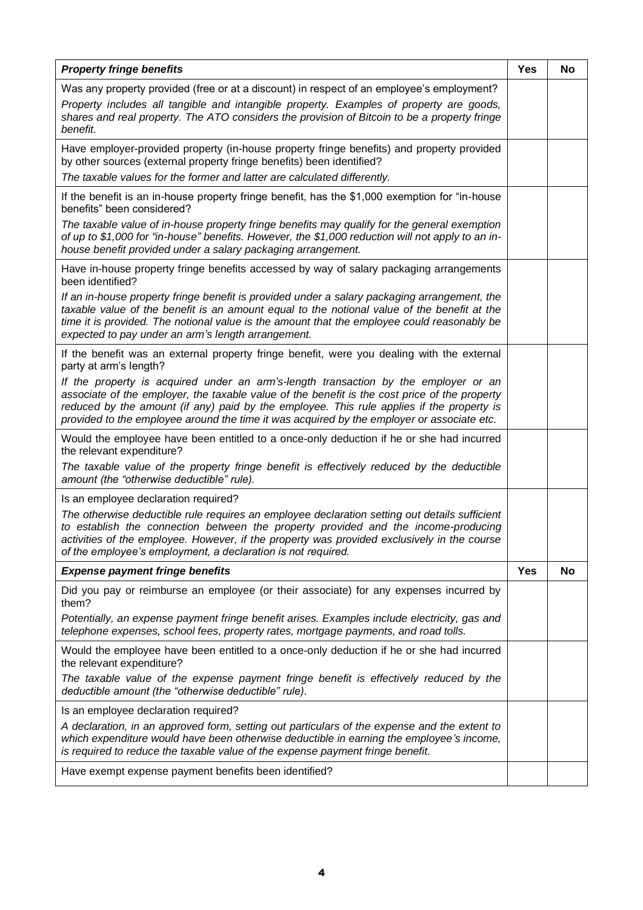| ***Property fringe benefits*** | **Yes** | **No** |
| --- | --- | --- |
| Was any property provided (free or at a discount) in respect of an employee's employment?<br>*Property includes all tangible and intangible property. Examples of property are goods, shares and real property. The ATO considers the provision of Bitcoin to be a property fringe benefit.* | | |
| Have employer-provided property (in-house property fringe benefits) and property provided by other sources (external property fringe benefits) been identified?<br>*The taxable values for the former and latter are calculated differently.* | | |
| If the benefit is an in-house property fringe benefit, has the $1,000 exemption for "in-house benefits" been considered?<br>*The taxable value of in-house property fringe benefits may qualify for the general exemption of up to $1,000 for "in-house" benefits. However, the $1,000 reduction will not apply to an in-house benefit provided under a salary packaging arrangement.* | | |
| Have in-house property fringe benefits accessed by way of salary packaging arrangements been identified?<br>*If an in-house property fringe benefit is provided under a salary packaging arrangement, the taxable value of the benefit is an amount equal to the notional value of the benefit at the time it is provided. The notional value is the amount that the employee could reasonably be expected to pay under an arm's length arrangement.* | | |
| If the benefit was an external property fringe benefit, were you dealing with the external party at arm's length?<br>*If the property is acquired under an arm's-length transaction by the employer or an associate of the employer, the taxable value of the benefit is the cost price of the property reduced by the amount (if any) paid by the employee. This rule applies if the property is provided to the employee around the time it was acquired by the employer or associate etc.* | | |
| Would the employee have been entitled to a once-only deduction if he or she had incurred the relevant expenditure?<br>*The taxable value of the property fringe benefit is effectively reduced by the deductible amount (the "otherwise deductible" rule).* | | |
| Is an employee declaration required?<br>*The otherwise deductible rule requires an employee declaration setting out details sufficient to establish the connection between the property provided and the income-producing activities of the employee. However, if the property was provided exclusively in the course of the employee's employment, a declaration is not required.* | | |
| ***Expense payment fringe benefits*** | **Yes** | **No** |
| Did you pay or reimburse an employee (or their associate) for any expenses incurred by them?<br>*Potentially, an expense payment fringe benefit arises. Examples include electricity, gas and telephone expenses, school fees, property rates, mortgage payments, and road tolls.* | | |
| Would the employee have been entitled to a once-only deduction if he or she had incurred the relevant expenditure?<br>*The taxable value of the expense payment fringe benefit is effectively reduced by the deductible amount (the "otherwise deductible" rule).* | | |
| Is an employee declaration required?<br>*A declaration, in an approved form, setting out particulars of the expense and the extent to which expenditure would have been otherwise deductible in earning the employee's income, is required to reduce the taxable value of the expense payment fringe benefit.* | | |
| Have exempt expense payment benefits been identified? | | |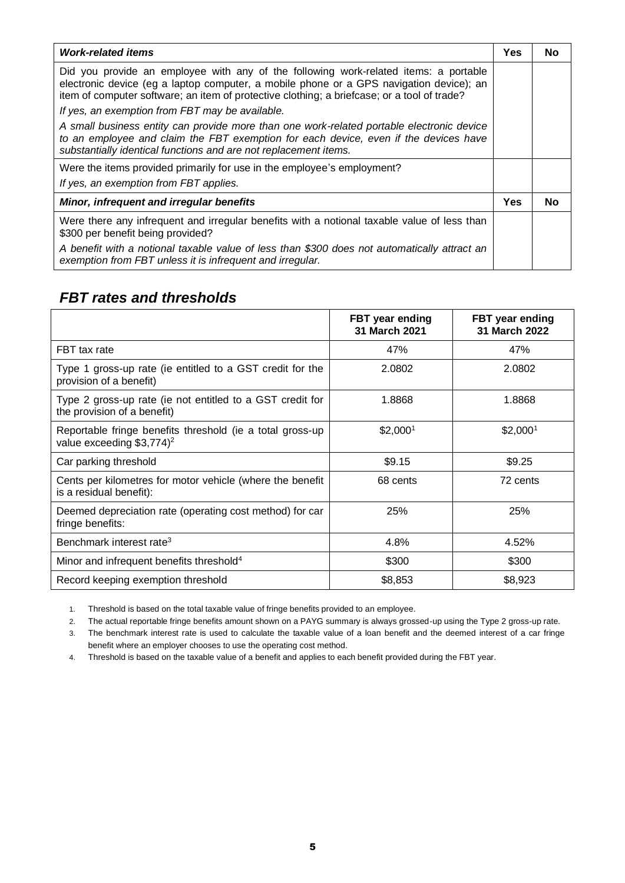| *Work-related items* | Yes | No |
|---|---|---|
| Did you provide an employee with any of the following work-related items: a portable electronic device (eg a laptop computer, a mobile phone or a GPS navigation device); an item of computer software; an item of protective clothing; a briefcase; or a tool of trade? *If yes, an exemption from FBT may be available.* *A small business entity can provide more than one work-related portable electronic device to an employee and claim the FBT exemption for each device, even if the devices have substantially identical functions and are not replacement items.* | | |
| Were the items provided primarily for use in the employee's employment? *If yes, an exemption from FBT applies.* | | |
| ***Minor, infrequent and irregular benefits*** | **Yes** | **No** |
| Were there any infrequent and irregular benefits with a notional taxable value of less than $300 per benefit being provided? *A benefit with a notional taxable value of less than $300 does not automatically attract an exemption from FBT unless it is infrequent and irregular.* | | |

## *FBT rates and thresholds*

| | FBT year ending 31 March 2021 | FBT year ending 31 March 2022 |
|---|---|---|
| FBT tax rate | 47% | 47% |
| Type 1 gross-up rate (ie entitled to a GST credit for the provision of a benefit) | 2.0802 | 2.0802 |
| Type 2 gross-up rate (ie not entitled to a GST credit for the provision of a benefit) | 1.8868 | 1.8868 |
| Reportable fringe benefits threshold (ie a total gross-up value exceeding $3,774)[2] | $2,000[1] | $2,000[1] |
| Car parking threshold | $9.15 | $9.25 |
| Cents per kilometres for motor vehicle (where the benefit is a residual benefit): | 68 cents | 72 cents |
| Deemed depreciation rate (operating cost method) for car fringe benefits: | 25% | 25% |
| Benchmark interest rate[3] | 4.8% | 4.52% |
| Minor and infrequent benefits threshold[4] | $300 | $300 |
| Record keeping exemption threshold | $8,853 | $8,923 |

1. Threshold is based on the total taxable value of fringe benefits provided to an employee.
2. The actual reportable fringe benefits amount shown on a PAYG summary is always grossed-up using the Type 2 gross-up rate.
3. The benchmark interest rate is used to calculate the taxable value of a loan benefit and the deemed interest of a car fringe benefit where an employer chooses to use the operating cost method.
4. Threshold is based on the taxable value of a benefit and applies to each benefit provided during the FBT year.